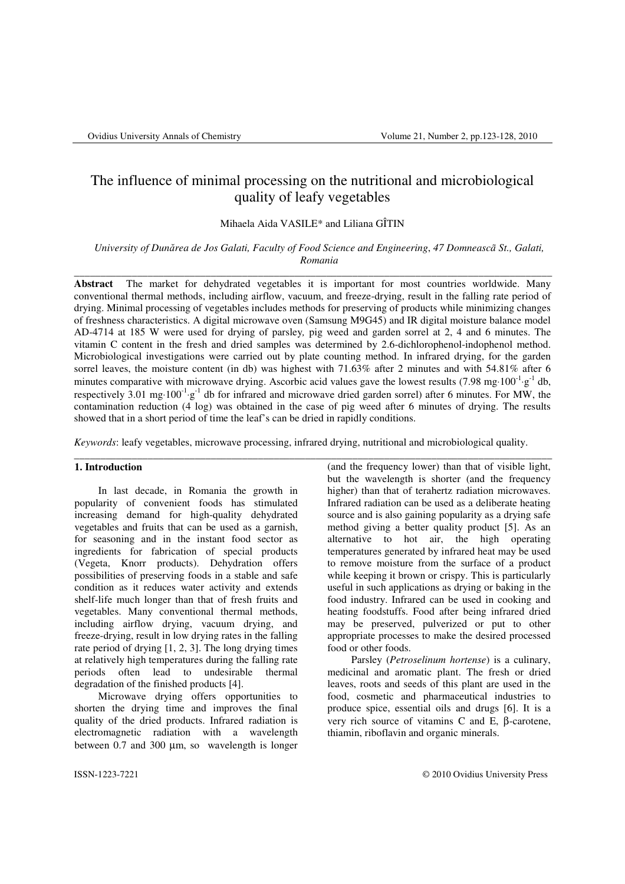# The influence of minimal processing on the nutritional and microbiological quality of leafy vegetables

Mihaela Aida VASILE* and Liliana GÎTIN

*University of Dunărea de Jos Galati, Faculty of Food Science and Engineering, 47 Domnească St., Galati, Romania*

---

**Abstract** The market for dehydrated vegetables it is important for most countries worldwide. Many conventional thermal methods, including airflow, vacuum, and freeze-drying, result in the falling rate period of drying. Minimal processing of vegetables includes methods for preserving of products while minimizing changes of freshness characteristics. A digital microwave oven (Samsung M9G45) and IR digital moisture balance model AD-4714 at 185 W were used for drying of parsley, pig weed and garden sorrel at 2, 4 and 6 minutes. The vitamin C content in the fresh and dried samples was determined by 2.6-dichlorophenol-indophenol method. Microbiological investigations were carried out by plate counting method. In infrared drying, for the garden sorrel leaves, the moisture content (in db) was highest with 71.63% after 2 minutes and with 54.81% after 6 minutes comparative with microwave drying. Ascorbic acid values gave the lowest results (7.98 $mg \cdot 100^{-1} \cdot g^{-1}$ db, respectively 3.01 $mg \cdot 100^{-1} \cdot g^{-1}$ db for infrared and microwave dried garden sorrel) after 6 minutes. For MW, the contamination reduction (4 log) was obtained in the case of pig weed after 6 minutes of drying. The results showed that in a short period of time the leaf's can be dried in rapidly conditions.

*Keywords*: leafy vegetables, microwave processing, infrared drying, nutritional and microbiological quality.

---

## 1. Introduction

In last decade, in Romania the growth in popularity of convenient foods has stimulated increasing demand for high-quality dehydrated vegetables and fruits that can be used as a garnish, for seasoning and in the instant food sector as ingredients for fabrication of special products (Vegeta, Knorr products). Dehydration offers possibilities of preserving foods in a stable and safe condition as it reduces water activity and extends shelf-life much longer than that of fresh fruits and vegetables. Many conventional thermal methods, including airflow drying, vacuum drying, and freeze-drying, result in low drying rates in the falling rate period of drying [1, 2, 3]. The long drying times at relatively high temperatures during the falling rate periods often lead to undesirable thermal degradation of the finished products [4].

Microwave drying offers opportunities to shorten the drying time and improves the final quality of the dried products. Infrared radiation is electromagnetic radiation with a wavelength between 0.7 and 300 μm, so wavelength is longer (and the frequency lower) than that of visible light, but the wavelength is shorter (and the frequency higher) than that of terahertz radiation microwaves. Infrared radiation can be used as a deliberate heating source and is also gaining popularity as a drying safe method giving a better quality product [5]. As an alternative to hot air, the high operating temperatures generated by infrared heat may be used to remove moisture from the surface of a product while keeping it brown or crispy. This is particularly useful in such applications as drying or baking in the food industry. Infrared can be used in cooking and heating foodstuffs. Food after being infrared dried may be preserved, pulverized or put to other appropriate processes to make the desired processed food or other foods.

Parsley (*Petroselinum hortense*) is a culinary, medicinal and aromatic plant. The fresh or dried leaves, roots and seeds of this plant are used in the food, cosmetic and pharmaceutical industries to produce spice, essential oils and drugs [6]. It is a very rich source of vitamins C and E, β-carotene, thiamin, riboflavin and organic minerals.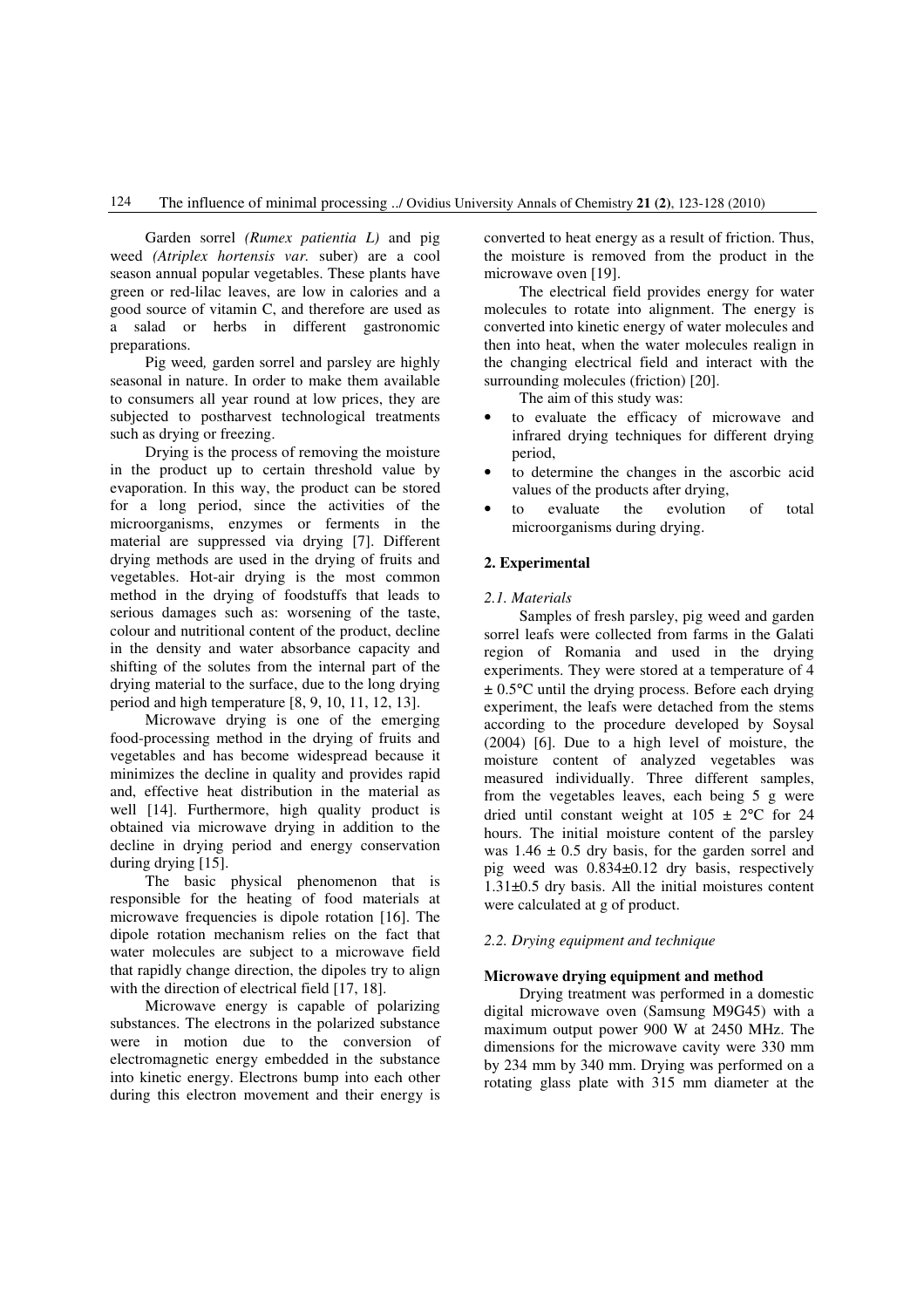Garden sorrel *(Rumex patientia L)* and pig weed *(Atriplex hortensis var.* suber) are a cool season annual popular vegetables. These plants have green or red-lilac leaves, are low in calories and a good source of vitamin C, and therefore are used as a salad or herbs in different gastronomic preparations.

Pig weed*,* garden sorrel and parsley are highly seasonal in nature. In order to make them available to consumers all year round at low prices, they are subjected to postharvest technological treatments such as drying or freezing.

Drying is the process of removing the moisture in the product up to certain threshold value by evaporation. In this way, the product can be stored for a long period, since the activities of the microorganisms, enzymes or ferments in the material are suppressed via drying [7]. Different drying methods are used in the drying of fruits and vegetables. Hot-air drying is the most common method in the drying of foodstuffs that leads to serious damages such as: worsening of the taste, colour and nutritional content of the product, decline in the density and water absorbance capacity and shifting of the solutes from the internal part of the drying material to the surface, due to the long drying period and high temperature [8, 9, 10, 11, 12, 13].

Microwave drying is one of the emerging food-processing method in the drying of fruits and vegetables and has become widespread because it minimizes the decline in quality and provides rapid and, effective heat distribution in the material as well [14]. Furthermore, high quality product is obtained via microwave drying in addition to the decline in drying period and energy conservation during drying [15].

The basic physical phenomenon that is responsible for the heating of food materials at microwave frequencies is dipole rotation [16]. The dipole rotation mechanism relies on the fact that water molecules are subject to a microwave field that rapidly change direction, the dipoles try to align with the direction of electrical field [17, 18].

Microwave energy is capable of polarizing substances. The electrons in the polarized substance were in motion due to the conversion of electromagnetic energy embedded in the substance into kinetic energy. Electrons bump into each other during this electron movement and their energy is converted to heat energy as a result of friction. Thus, the moisture is removed from the product in the microwave oven [19].

The electrical field provides energy for water molecules to rotate into alignment. The energy is converted into kinetic energy of water molecules and then into heat, when the water molecules realign in the changing electrical field and interact with the surrounding molecules (friction) [20].

The aim of this study was:

- to evaluate the efficacy of microwave and infrared drying techniques for different drying period,
- to determine the changes in the ascorbic acid values of the products after drying,
- to evaluate the evolution of total microorganisms during drying.

## 2. Experimental

### *2.1. Materials*

Samples of fresh parsley, pig weed and garden sorrel leafs were collected from farms in the Galati region of Romania and used in the drying experiments. They were stored at a temperature of 4 ± 0.5°C until the drying process. Before each drying experiment, the leafs were detached from the stems according to the procedure developed by Soysal (2004) [6]. Due to a high level of moisture, the moisture content of analyzed vegetables was measured individually. Three different samples, from the vegetables leaves, each being 5 g were dried until constant weight at 105 ± 2°C for 24 hours. The initial moisture content of the parsley was 1.46 ± 0.5 dry basis, for the garden sorrel and pig weed was 0.834±0.12 dry basis, respectively 1.31±0.5 dry basis. All the initial moistures content were calculated at g of product.

### *2.2. Drying equipment and technique*

**Microwave drying equipment and method**

Drying treatment was performed in a domestic digital microwave oven (Samsung M9G45) with a maximum output power 900 W at 2450 MHz. The dimensions for the microwave cavity were 330 mm by 234 mm by 340 mm. Drying was performed on a rotating glass plate with 315 mm diameter at the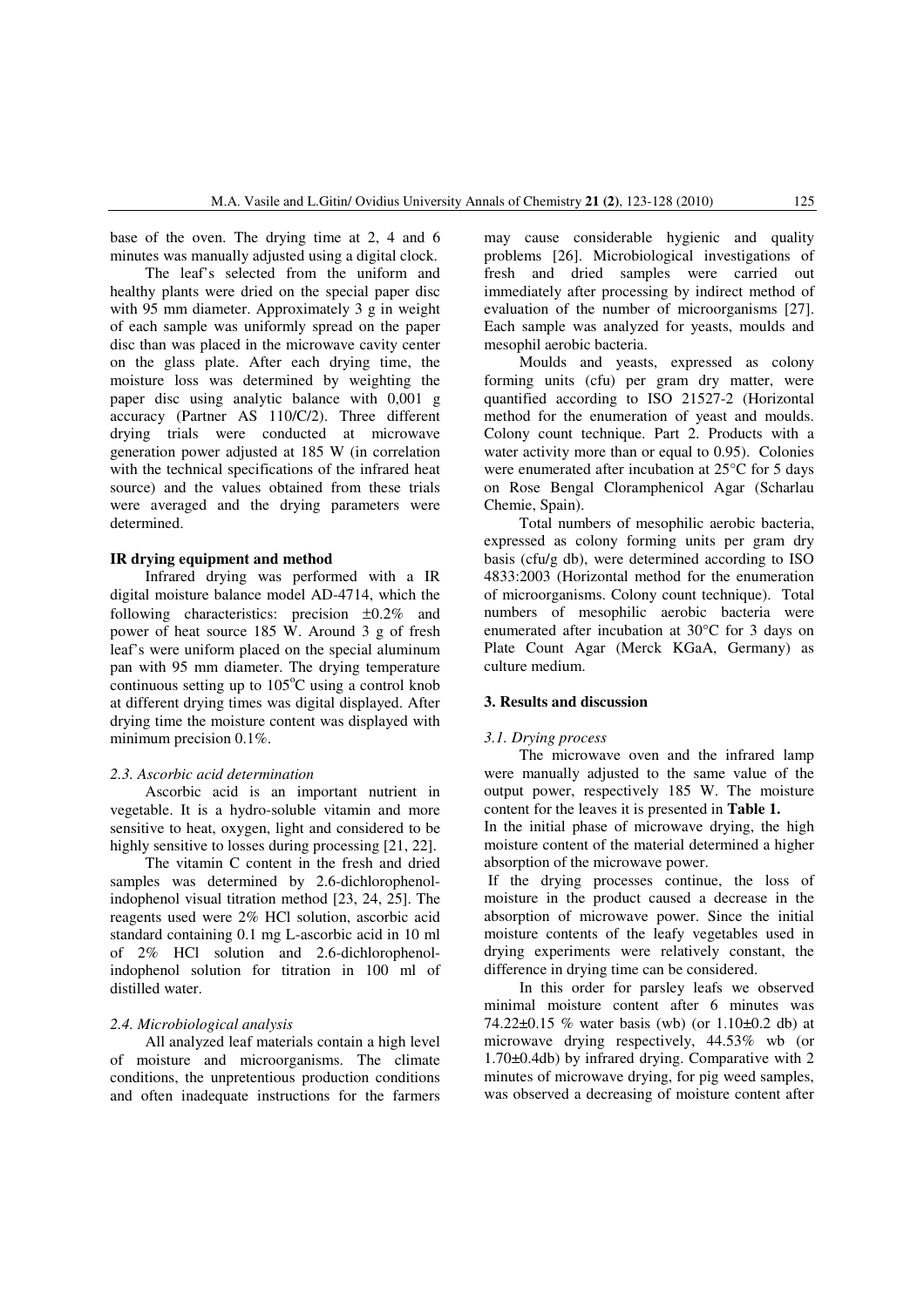base of the oven. The drying time at 2, 4 and 6 minutes was manually adjusted using a digital clock.

The leaf's selected from the uniform and healthy plants were dried on the special paper disc with 95 mm diameter. Approximately 3 g in weight of each sample was uniformly spread on the paper disc than was placed in the microwave cavity center on the glass plate. After each drying time, the moisture loss was determined by weighting the paper disc using analytic balance with 0,001 g accuracy (Partner AS 110/C/2). Three different drying trials were conducted at microwave generation power adjusted at 185 W (in correlation with the technical specifications of the infrared heat source) and the values obtained from these trials were averaged and the drying parameters were determined.

**IR drying equipment and method**

Infrared drying was performed with a IR digital moisture balance model AD-4714, which the following characteristics: precision ±0.2% and power of heat source 185 W. Around 3 g of fresh leaf's were uniform placed on the special aluminum pan with 95 mm diameter. The drying temperature continuous setting up to 105°C using a control knob at different drying times was digital displayed. After drying time the moisture content was displayed with minimum precision 0.1%.

*2.3. Ascorbic acid determination*

Ascorbic acid is an important nutrient in vegetable. It is a hydro-soluble vitamin and more sensitive to heat, oxygen, light and considered to be highly sensitive to losses during processing [21, 22].

The vitamin C content in the fresh and dried samples was determined by 2.6-dichlorophenol-indophenol visual titration method [23, 24, 25]. The reagents used were 2% HCl solution, ascorbic acid standard containing 0.1 mg L-ascorbic acid in 10 ml of 2% HCl solution and 2.6-dichlorophenol-indophenol solution for titration in 100 ml of distilled water.

*2.4. Microbiological analysis*

All analyzed leaf materials contain a high level of moisture and microorganisms. The climate conditions, the unpretentious production conditions and often inadequate instructions for the farmers may cause considerable hygienic and quality problems [26]. Microbiological investigations of fresh and dried samples were carried out immediately after processing by indirect method of evaluation of the number of microorganisms [27]. Each sample was analyzed for yeasts, moulds and mesophil aerobic bacteria.

Moulds and yeasts, expressed as colony forming units (cfu) per gram dry matter, were quantified according to ISO 21527-2 (Horizontal method for the enumeration of yeast and moulds. Colony count technique. Part 2. Products with a water activity more than or equal to 0.95). Colonies were enumerated after incubation at 25°C for 5 days on Rose Bengal Cloramphenicol Agar (Scharlau Chemie, Spain).

Total numbers of mesophilic aerobic bacteria, expressed as colony forming units per gram dry basis (cfu/g db), were determined according to ISO 4833:2003 (Horizontal method for the enumeration of microorganisms. Colony count technique). Total numbers of mesophilic aerobic bacteria were enumerated after incubation at 30°C for 3 days on Plate Count Agar (Merck KGaA, Germany) as culture medium.

## 3. Results and discussion

*3.1. Drying process*

The microwave oven and the infrared lamp were manually adjusted to the same value of the output power, respectively 185 W. The moisture content for the leaves it is presented in **Table 1.**

In the initial phase of microwave drying, the high moisture content of the material determined a higher absorption of the microwave power.

If the drying processes continue, the loss of moisture in the product caused a decrease in the absorption of microwave power. Since the initial moisture contents of the leafy vegetables used in drying experiments were relatively constant, the difference in drying time can be considered.

In this order for parsley leafs we observed minimal moisture content after 6 minutes was 74.22±0.15 % water basis (wb) (or 1.10±0.2 db) at microwave drying respectively, 44.53% wb (or 1.70±0.4db) by infrared drying. Comparative with 2 minutes of microwave drying, for pig weed samples, was observed a decreasing of moisture content after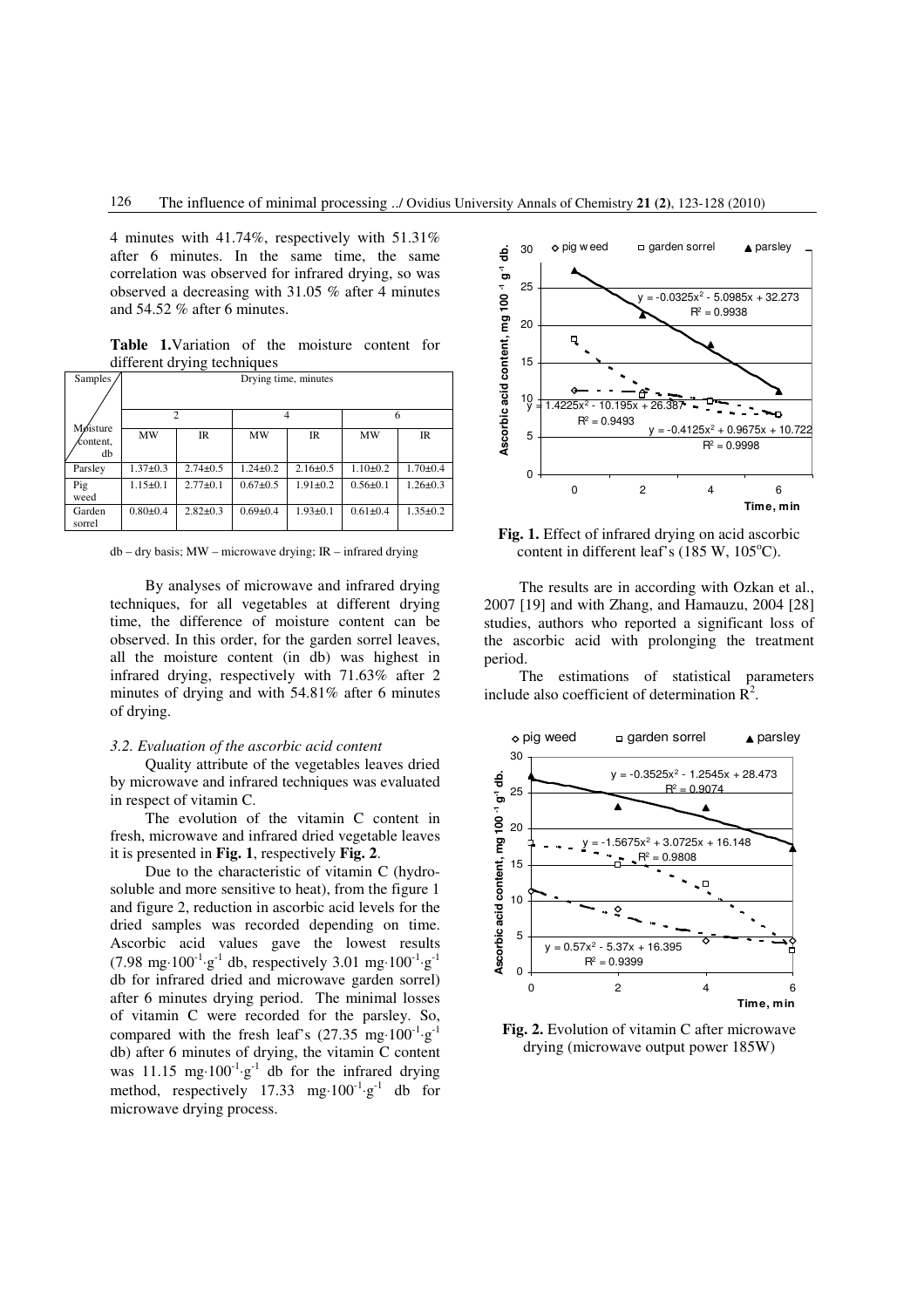4 minutes with 41.74%, respectively with 51.31% after 6 minutes. In the same time, the same correlation was observed for infrared drying, so was observed a decreasing with 31.05 % after 4 minutes and 54.52 % after 6 minutes.

**Table 1.** Variation of the moisture content for different drying techniques

| Samples / Moisture content, db | Drying time, minutes | | | | | |
|---|---|---|---|---|---|---|
| | 2 | | 4 | | 6 | |
| | MW | IR | MW | IR | MW | IR |
| Parsley | 1.37±0.3 | 2.74±0.5 | 1.24±0.2 | 2.16±0.5 | 1.10±0.2 | 1.70±0.4 |
| Pig weed | 1.15±0.1 | 2.77±0.1 | 0.67±0.5 | 1.91±0.2 | 0.56±0.1 | 1.26±0.3 |
| Garden sorrel | 0.80±0.4 | 2.82±0.3 | 0.69±0.4 | 1.93±0.1 | 0.61±0.4 | 1.35±0.2 |

db – dry basis; MW – microwave drying; IR – infrared drying

By analyses of microwave and infrared drying techniques, for all vegetables at different drying time, the difference of moisture content can be observed. In this order, for the garden sorrel leaves, all the moisture content (in db) was highest in infrared drying, respectively with 71.63% after 2 minutes of drying and with 54.81% after 6 minutes of drying.

### 3.2. Evaluation of the ascorbic acid content

Quality attribute of the vegetables leaves dried by microwave and infrared techniques was evaluated in respect of vitamin C.

The evolution of the vitamin C content in fresh, microwave and infrared dried vegetable leaves it is presented in **Fig. 1**, respectively **Fig. 2**.

Due to the characteristic of vitamin C (hydro-soluble and more sensitive to heat), from the figure 1 and figure 2, reduction in ascorbic acid levels for the dried samples was recorded depending on time. Ascorbic acid values gave the lowest results (7.98 $mg \cdot 100^{-1} \cdot g^{-1}$ db, respectively 3.01 $mg \cdot 100^{-1} \cdot g^{-1}$ db for infrared dried and microwave garden sorrel) after 6 minutes drying period. The minimal losses of vitamin C were recorded for the parsley. So, compared with the fresh leaf's (27.35 $mg \cdot 100^{-1} \cdot g^{-1}$ db) after 6 minutes of drying, the vitamin C content was 11.15 $mg \cdot 100^{-1} \cdot g^{-1}$ db for the infrared drying method, respectively 17.33 $mg \cdot 100^{-1} \cdot g^{-1}$ db for microwave drying process.

**Fig. 1.** Effect of infrared drying on acid ascorbic content in different leaf's (185 W, 105°C).

The results are in according with Ozkan et al., 2007 [19] and with Zhang, and Hamauzu, 2004 [28] studies, authors who reported a significant loss of the ascorbic acid with prolonging the treatment period.

The estimations of statistical parameters include also coefficient of determination $R^2$.

**Fig. 2.** Evolution of vitamin C after microwave drying (microwave output power 185W)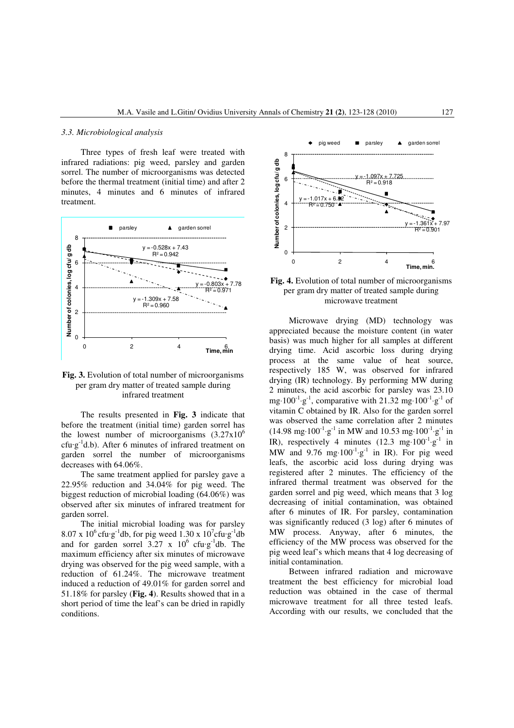*3.3. Microbiological analysis*

Three types of fresh leaf were treated with infrared radiations: pig weed, parsley and garden sorrel. The number of microorganisms was detected before the thermal treatment (initial time) and after 2 minutes, 4 minutes and 6 minutes of infrared treatment.

**Fig. 3.** Evolution of total number of microorganisms per gram dry matter of treated sample during infrared treatment

The results presented in **Fig. 3** indicate that before the treatment (initial time) garden sorrel has the lowest number of microorganisms ($3.27 \times 10^6$ $cfu \cdot g^{-1}$d.b). After 6 minutes of infrared treatment on garden sorrel the number of microorganisms decreases with 64.06%.

The same treatment applied for parsley gave a 22.95% reduction and 34.04% for pig weed. The biggest reduction of microbial loading (64.06%) was observed after six minutes of infrared treatment for garden sorrel.

The initial microbial loading was for parsley $8.07 \times 10^6$ $cfu \cdot g^{-1}$db, for pig weed $1.30 \times 10^7$$cfu \cdot g^{-1}$db and for garden sorrel $3.27 \times 10^6$ $cfu \cdot g^{-1}$db. The maximum efficiency after six minutes of microwave drying was observed for the pig weed sample, with a reduction of 61.24%. The microwave treatment induced a reduction of 49.01% for garden sorrel and 51.18% for parsley (**Fig. 4**). Results showed that in a short period of time the leaf's can be dried in rapidly conditions.

**Fig. 4.** Evolution of total number of microorganisms per gram dry matter of treated sample during microwave treatment

Microwave drying (MD) technology was appreciated because the moisture content (in water basis) was much higher for all samples at different drying time. Acid ascorbic loss during drying process at the same value of heat source, respectively 185 W, was observed for infrared drying (IR) technology. By performing MW during 2 minutes, the acid ascorbic for parsley was 23.10 $mg \cdot 100^{-1} \cdot g^{-1}$, comparative with 21.32 $mg \cdot 100^{-1} \cdot g^{-1}$ of vitamin C obtained by IR. Also for the garden sorrel was observed the same correlation after 2 minutes (14.98 $mg \cdot 100^{-1} \cdot g^{-1}$ in MW and 10.53 $mg \cdot 100^{-1} \cdot g^{-1}$ in IR), respectively 4 minutes (12.3 $mg \cdot 100^{-1} \cdot g^{-1}$ in MW and 9.76 $mg \cdot 100^{-1} \cdot g^{-1}$ in IR). For pig weed leafs, the ascorbic acid loss during drying was registered after 2 minutes. The efficiency of the infrared thermal treatment was observed for the garden sorrel and pig weed, which means that 3 log decreasing of initial contamination, was obtained after 6 minutes of IR. For parsley, contamination was significantly reduced (3 log) after 6 minutes of MW process. Anyway, after 6 minutes, the efficiency of the MW process was observed for the pig weed leaf's which means that 4 log decreasing of initial contamination.

Between infrared radiation and microwave treatment the best efficiency for microbial load reduction was obtained in the case of thermal microwave treatment for all three tested leafs. According with our results, we concluded that the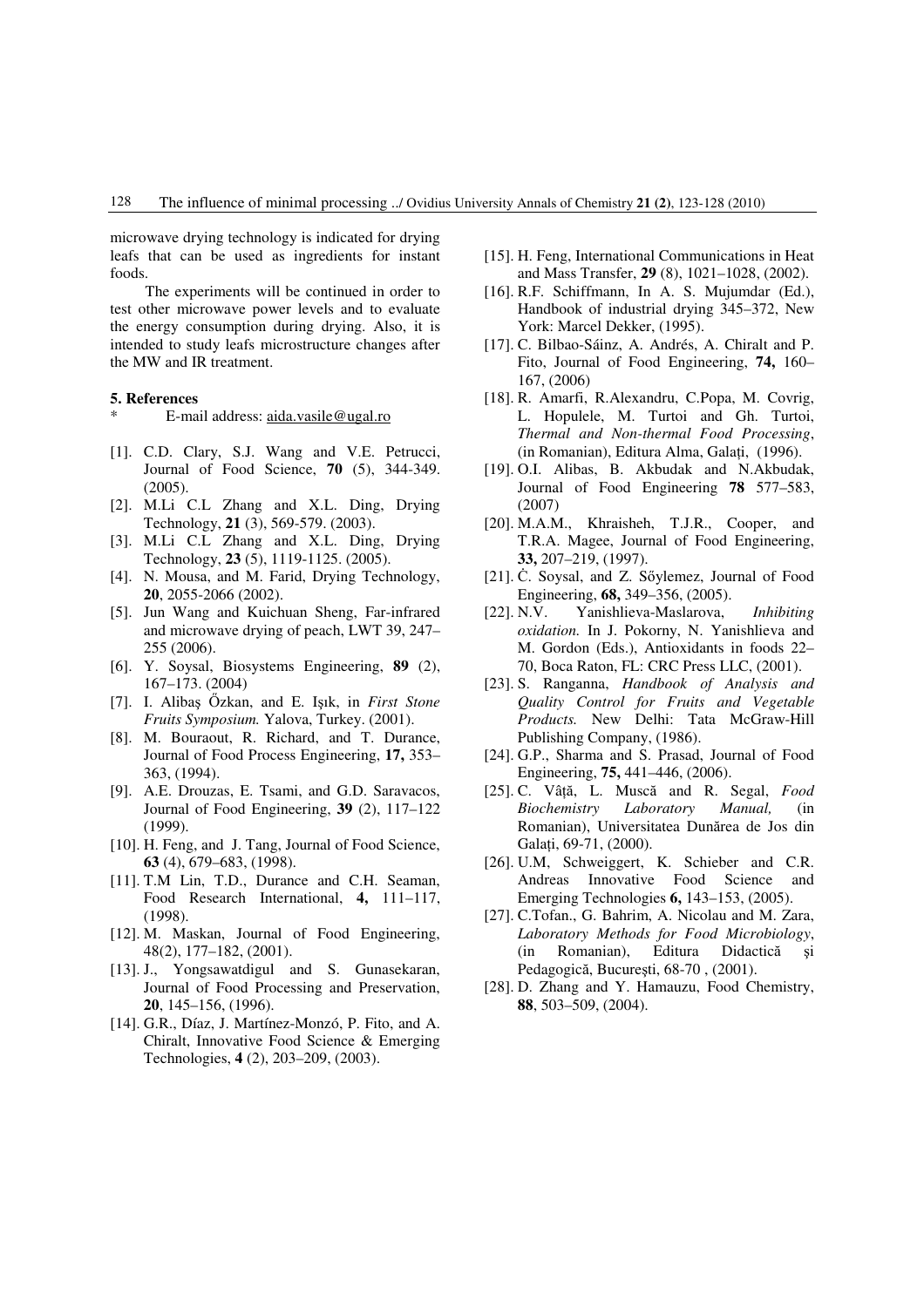microwave drying technology is indicated for drying leafs that can be used as ingredients for instant foods.

The experiments will be continued in order to test other microwave power levels and to evaluate the energy consumption during drying. Also, it is intended to study leafs microstructure changes after the MW and IR treatment.

## 5. References

\* E-mail address: aida.vasile@ugal.ro

[1]. C.D. Clary, S.J. Wang and V.E. Petrucci, Journal of Food Science, **70** (5), 344-349. (2005).

[2]. M.Li C.L Zhang and X.L. Ding, Drying Technology, **21** (3), 569-579. (2003).

[3]. M.Li C.L Zhang and X.L. Ding, Drying Technology, **23** (5), 1119-1125. (2005).

[4]. N. Mousa, and M. Farid, Drying Technology, **20**, 2055-2066 (2002).

[5]. Jun Wang and Kuichuan Sheng, Far-infrared and microwave drying of peach, LWT 39, 247–255 (2006).

[6]. Y. Soysal, Biosystems Engineering, **89** (2), 167–173. (2004)

[7]. I. Alibaş Őzkan, and E. Işık, in *First Stone Fruits Symposium.* Yalova, Turkey. (2001).

[8]. M. Bouraout, R. Richard, and T. Durance, Journal of Food Process Engineering, **17,** 353–363, (1994).

[9]. A.E. Drouzas, E. Tsami, and G.D. Saravacos, Journal of Food Engineering, **39** (2), 117–122 (1999).

[10]. H. Feng, and J. Tang, Journal of Food Science, **63** (4), 679–683, (1998).

[11]. T.M Lin, T.D., Durance and C.H. Seaman, Food Research International, **4,** 111–117, (1998).

[12]. M. Maskan, Journal of Food Engineering, 48(2), 177–182, (2001).

[13]. J., Yongsawatdigul and S. Gunasekaran, Journal of Food Processing and Preservation, **20**, 145–156, (1996).

[14]. G.R., Díaz, J. Martínez-Monzó, P. Fito, and A. Chiralt, Innovative Food Science & Emerging Technologies, **4** (2), 203–209, (2003).

[15]. H. Feng, International Communications in Heat and Mass Transfer, **29** (8), 1021–1028, (2002).

[16]. R.F. Schiffmann, In A. S. Mujumdar (Ed.), Handbook of industrial drying 345–372, New York: Marcel Dekker, (1995).

[17]. C. Bilbao-Sáinz, A. Andrés, A. Chiralt and P. Fito, Journal of Food Engineering, **74,** 160–167, (2006)

[18]. R. Amarfi, R.Alexandru, C.Popa, M. Covrig, L. Hopulele, M. Turtoi and Gh. Turtoi, *Thermal and Non-thermal Food Processing*, (in Romanian), Editura Alma, Galați, (1996).

[19]. O.I. Alibas, B. Akbudak and N.Akbudak, Journal of Food Engineering **78** 577–583, (2007)

[20]. M.A.M., Khraisheh, T.J.R., Cooper, and T.R.A. Magee, Journal of Food Engineering, **33,** 207–219, (1997).

[21]. Ċ. Soysal, and Z. Sőylemez, Journal of Food Engineering, **68,** 349–356, (2005).

[22]. N.V. Yanishlieva-Maslarova, *Inhibiting oxidation.* In J. Pokorny, N. Yanishlieva and M. Gordon (Eds.), Antioxidants in foods 22–70, Boca Raton, FL: CRC Press LLC, (2001).

[23]. S. Ranganna, *Handbook of Analysis and Quality Control for Fruits and Vegetable Products.* New Delhi: Tata McGraw-Hill Publishing Company, (1986).

[24]. G.P., Sharma and S. Prasad, Journal of Food Engineering, **75,** 441–446, (2006).

[25]. C. Vâță, L. Muscă and R. Segal, *Food Biochemistry Laboratory Manual,* (in Romanian), Universitatea Dunărea de Jos din Galați, 69-71, (2000).

[26]. U.M, Schweiggert, K. Schieber and C.R. Andreas Innovative Food Science and Emerging Technologies **6,** 143–153, (2005).

[27]. C.Tofan., G. Bahrim, A. Nicolau and M. Zara, *Laboratory Methods for Food Microbiology*, (in Romanian), Editura Didactică şi Pedagogică, Bucureşti, 68-70 , (2001).

[28]. D. Zhang and Y. Hamauzu, Food Chemistry, **88**, 503–509, (2004).